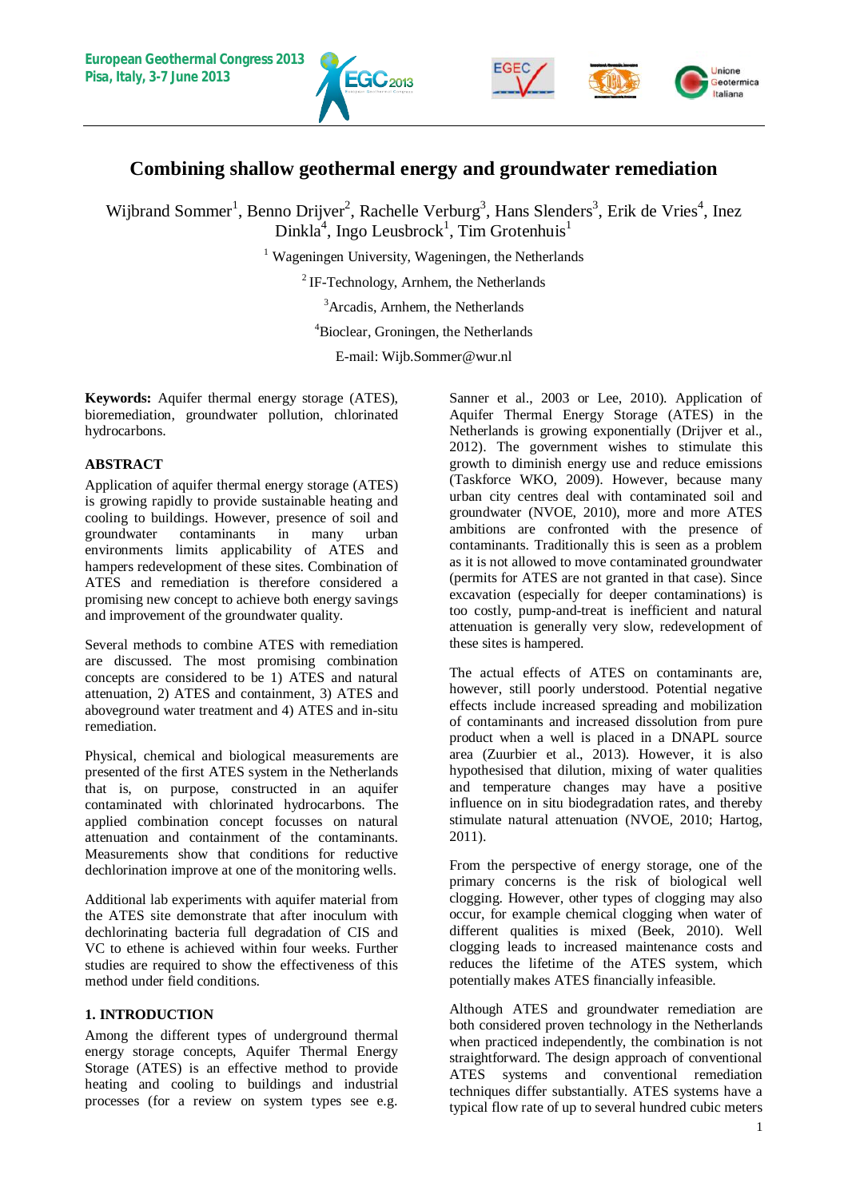# Combining shallow geothermal energy and groundwater remediation

Wijbrand Sommer[1], Benno Drijver[2], Rachelle Verburg[3], Hans Slenders[3], Erik de Vries[4], Inez Dinkla[4], Ingo Leusbrock[1], Tim Grotenhuis[1]

[1] Wageningen University, Wageningen, the Netherlands

[2] IF-Technology, Arnhem, the Netherlands

[3] Arcadis, Arnhem, the Netherlands

[4] Bioclear, Groningen, the Netherlands

E-mail: Wijb.Sommer@wur.nl

**Keywords:** Aquifer thermal energy storage (ATES), bioremediation, groundwater pollution, chlorinated hydrocarbons.

## ABSTRACT

Application of aquifer thermal energy storage (ATES) is growing rapidly to provide sustainable heating and cooling to buildings. However, presence of soil and groundwater contaminants in many urban environments limits applicability of ATES and hampers redevelopment of these sites. Combination of ATES and remediation is therefore considered a promising new concept to achieve both energy savings and improvement of the groundwater quality.

Several methods to combine ATES with remediation are discussed. The most promising combination concepts are considered to be 1) ATES and natural attenuation, 2) ATES and containment, 3) ATES and aboveground water treatment and 4) ATES and in-situ remediation.

Physical, chemical and biological measurements are presented of the first ATES system in the Netherlands that is, on purpose, constructed in an aquifer contaminated with chlorinated hydrocarbons. The applied combination concept focusses on natural attenuation and containment of the contaminants. Measurements show that conditions for reductive dechlorination improve at one of the monitoring wells.

Additional lab experiments with aquifer material from the ATES site demonstrate that after inoculum with dechlorinating bacteria full degradation of CIS and VC to ethene is achieved within four weeks. Further studies are required to show the effectiveness of this method under field conditions.

## 1. INTRODUCTION

Among the different types of underground thermal energy storage concepts, Aquifer Thermal Energy Storage (ATES) is an effective method to provide heating and cooling to buildings and industrial processes (for a review on system types see e.g. Sanner et al., 2003 or Lee, 2010). Application of Aquifer Thermal Energy Storage (ATES) in the Netherlands is growing exponentially (Drijver et al., 2012). The government wishes to stimulate this growth to diminish energy use and reduce emissions (Taskforce WKO, 2009). However, because many urban city centres deal with contaminated soil and groundwater (NVOE, 2010), more and more ATES ambitions are confronted with the presence of contaminants. Traditionally this is seen as a problem as it is not allowed to move contaminated groundwater (permits for ATES are not granted in that case). Since excavation (especially for deeper contaminations) is too costly, pump-and-treat is inefficient and natural attenuation is generally very slow, redevelopment of these sites is hampered.

The actual effects of ATES on contaminants are, however, still poorly understood. Potential negative effects include increased spreading and mobilization of contaminants and increased dissolution from pure product when a well is placed in a DNAPL source area (Zuurbier et al., 2013). However, it is also hypothesised that dilution, mixing of water qualities and temperature changes may have a positive influence on in situ biodegradation rates, and thereby stimulate natural attenuation (NVOE, 2010; Hartog, 2011).

From the perspective of energy storage, one of the primary concerns is the risk of biological well clogging. However, other types of clogging may also occur, for example chemical clogging when water of different qualities is mixed (Beek, 2010). Well clogging leads to increased maintenance costs and reduces the lifetime of the ATES system, which potentially makes ATES financially infeasible.

Although ATES and groundwater remediation are both considered proven technology in the Netherlands when practiced independently, the combination is not straightforward. The design approach of conventional ATES systems and conventional remediation techniques differ substantially. ATES systems have a typical flow rate of up to several hundred cubic meters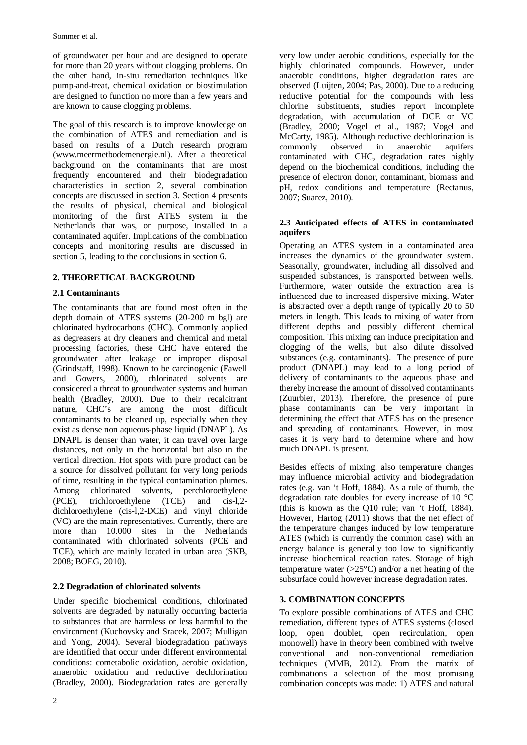of groundwater per hour and are designed to operate for more than 20 years without clogging problems. On the other hand, in-situ remediation techniques like pump-and-treat, chemical oxidation or biostimulation are designed to function no more than a few years and are known to cause clogging problems.

The goal of this research is to improve knowledge on the combination of ATES and remediation and is based on results of a Dutch research program (www.meermetbodemenergie.nl). After a theoretical background on the contaminants that are most frequently encountered and their biodegradation characteristics in section 2, several combination concepts are discussed in section 3. Section 4 presents the results of physical, chemical and biological monitoring of the first ATES system in the Netherlands that was, on purpose, installed in a contaminated aquifer. Implications of the combination concepts and monitoring results are discussed in section 5, leading to the conclusions in section 6.

## 2. THEORETICAL BACKGROUND

### 2.1 Contaminants

The contaminants that are found most often in the depth domain of ATES systems (20-200 m bgl) are chlorinated hydrocarbons (CHC). Commonly applied as degreasers at dry cleaners and chemical and metal processing factories, these CHC have entered the groundwater after leakage or improper disposal (Grindstaff, 1998). Known to be carcinogenic (Fawell and Gowers, 2000), chlorinated solvents are considered a threat to groundwater systems and human health (Bradley, 2000). Due to their recalcitrant nature, CHC's are among the most difficult contaminants to be cleaned up, especially when they exist as dense non aqueous-phase liquid (DNAPL). As DNAPL is denser than water, it can travel over large distances, not only in the horizontal but also in the vertical direction. Hot spots with pure product can be a source for dissolved pollutant for very long periods of time, resulting in the typical contamination plumes. Among chlorinated solvents, perchloroethylene (PCE), trichloroethylene (TCE) and cis-l,2-dichloroethylene (cis-l,2-DCE) and vinyl chloride (VC) are the main representatives. Currently, there are more than 10.000 sites in the Netherlands contaminated with chlorinated solvents (PCE and TCE), which are mainly located in urban area (SKB, 2008; BOEG, 2010).

### 2.2 Degradation of chlorinated solvents

Under specific biochemical conditions, chlorinated solvents are degraded by naturally occurring bacteria to substances that are harmless or less harmful to the environment (Kuchovsky and Sracek, 2007; Mulligan and Yong, 2004). Several biodegradation pathways are identified that occur under different environmental conditions: cometabolic oxidation, aerobic oxidation, anaerobic oxidation and reductive dechlorination (Bradley, 2000). Biodegradation rates are generally very low under aerobic conditions, especially for the highly chlorinated compounds. However, under anaerobic conditions, higher degradation rates are observed (Luijten, 2004; Pas, 2000). Due to a reducing reductive potential for the compounds with less chlorine substituents, studies report incomplete degradation, with accumulation of DCE or VC (Bradley, 2000; Vogel et al., 1987; Vogel and McCarty, 1985). Although reductive dechlorination is commonly observed in anaerobic aquifers contaminated with CHC, degradation rates highly depend on the biochemical conditions, including the presence of electron donor, contaminant, biomass and pH, redox conditions and temperature (Rectanus, 2007; Suarez, 2010).

### 2.3 Anticipated effects of ATES in contaminated aquifers

Operating an ATES system in a contaminated area increases the dynamics of the groundwater system. Seasonally, groundwater, including all dissolved and suspended substances, is transported between wells. Furthermore, water outside the extraction area is influenced due to increased dispersive mixing. Water is abstracted over a depth range of typically 20 to 50 meters in length. This leads to mixing of water from different depths and possibly different chemical composition. This mixing can induce precipitation and clogging of the wells, but also dilute dissolved substances (e.g. contaminants). The presence of pure product (DNAPL) may lead to a long period of delivery of contaminants to the aqueous phase and thereby increase the amount of dissolved contaminants (Zuurbier, 2013). Therefore, the presence of pure phase contaminants can be very important in determining the effect that ATES has on the presence and spreading of contaminants. However, in most cases it is very hard to determine where and how much DNAPL is present.

Besides effects of mixing, also temperature changes may influence microbial activity and biodegradation rates (e.g. van 't Hoff, 1884). As a rule of thumb, the degradation rate doubles for every increase of 10 °C (this is known as the Q10 rule; van 't Hoff, 1884). However, Hartog (2011) shows that the net effect of the temperature changes induced by low temperature ATES (which is currently the common case) with an energy balance is generally too low to significantly increase biochemical reaction rates. Storage of high temperature water (>25°C) and/or a net heating of the subsurface could however increase degradation rates.

## 3. COMBINATION CONCEPTS

To explore possible combinations of ATES and CHC remediation, different types of ATES systems (closed loop, open doublet, open recirculation, open monowell) have in theory been combined with twelve conventional and non-conventional remediation techniques (MMB, 2012). From the matrix of combinations a selection of the most promising combination concepts was made: 1) ATES and natural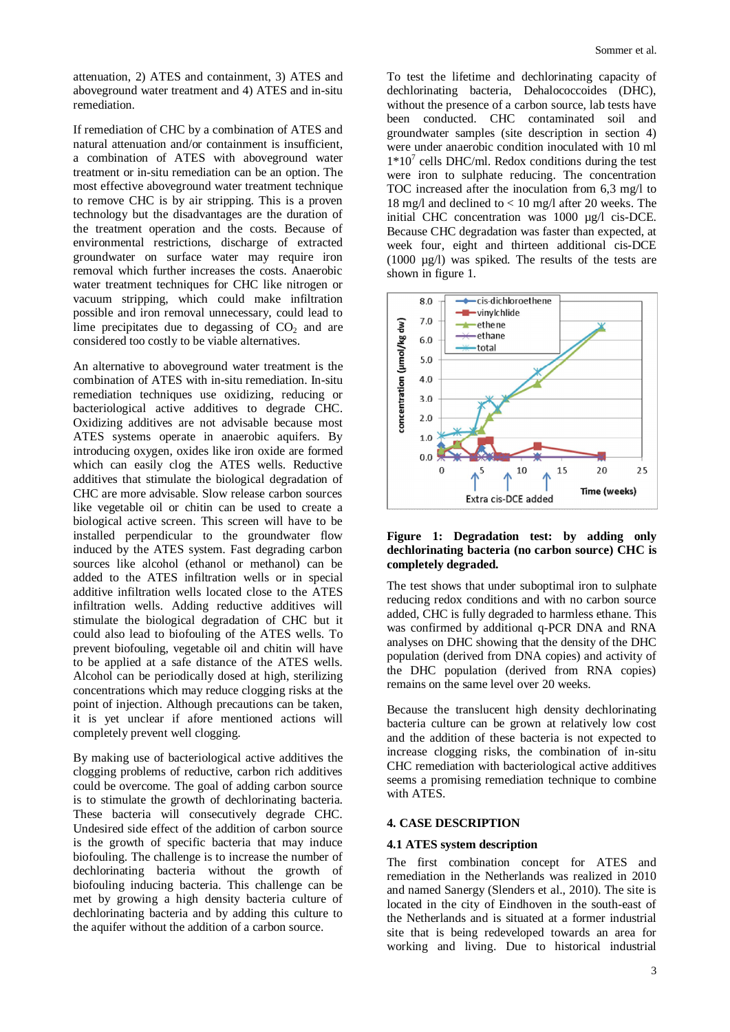attenuation, 2) ATES and containment, 3) ATES and aboveground water treatment and 4) ATES and in-situ remediation.

If remediation of CHC by a combination of ATES and natural attenuation and/or containment is insufficient, a combination of ATES with aboveground water treatment or in-situ remediation can be an option. The most effective aboveground water treatment technique to remove CHC is by air stripping. This is a proven technology but the disadvantages are the duration of the treatment operation and the costs. Because of environmental restrictions, discharge of extracted groundwater on surface water may require iron removal which further increases the costs. Anaerobic water treatment techniques for CHC like nitrogen or vacuum stripping, which could make infiltration possible and iron removal unnecessary, could lead to lime precipitates due to degassing of $CO_2$ and are considered too costly to be viable alternatives.

An alternative to aboveground water treatment is the combination of ATES with in-situ remediation. In-situ remediation techniques use oxidizing, reducing or bacteriological active additives to degrade CHC. Oxidizing additives are not advisable because most ATES systems operate in anaerobic aquifers. By introducing oxygen, oxides like iron oxide are formed which can easily clog the ATES wells. Reductive additives that stimulate the biological degradation of CHC are more advisable. Slow release carbon sources like vegetable oil or chitin can be used to create a biological active screen. This screen will have to be installed perpendicular to the groundwater flow induced by the ATES system. Fast degrading carbon sources like alcohol (ethanol or methanol) can be added to the ATES infiltration wells or in special additive infiltration wells located close to the ATES infiltration wells. Adding reductive additives will stimulate the biological degradation of CHC but it could also lead to biofouling of the ATES wells. To prevent biofouling, vegetable oil and chitin will have to be applied at a safe distance of the ATES wells. Alcohol can be periodically dosed at high, sterilizing concentrations which may reduce clogging risks at the point of injection. Although precautions can be taken, it is yet unclear if afore mentioned actions will completely prevent well clogging.

By making use of bacteriological active additives the clogging problems of reductive, carbon rich additives could be overcome. The goal of adding carbon source is to stimulate the growth of dechlorinating bacteria. These bacteria will consecutively degrade CHC. Undesired side effect of the addition of carbon source is the growth of specific bacteria that may induce biofouling. The challenge is to increase the number of dechlorinating bacteria without the growth of biofouling inducing bacteria. This challenge can be met by growing a high density bacteria culture of dechlorinating bacteria and by adding this culture to the aquifer without the addition of a carbon source.

To test the lifetime and dechlorinating capacity of dechlorinating bacteria, Dehalococcoides (DHC), without the presence of a carbon source, lab tests have been conducted. CHC contaminated soil and groundwater samples (site description in section 4) were under anaerobic condition inoculated with 10 ml $1*10^7$ cells DHC/ml. Redox conditions during the test were iron to sulphate reducing. The concentration TOC increased after the inoculation from 6,3 mg/l to 18 mg/l and declined to < 10 mg/l after 20 weeks. The initial CHC concentration was 1000 µg/l cis-DCE. Because CHC degradation was faster than expected, at week four, eight and thirteen additional cis-DCE (1000 µg/l) was spiked. The results of the tests are shown in figure 1.

**Figure 1: Degradation test: by adding only dechlorinating bacteria (no carbon source) CHC is completely degraded.**

The test shows that under suboptimal iron to sulphate reducing redox conditions and with no carbon source added, CHC is fully degraded to harmless ethane. This was confirmed by additional q-PCR DNA and RNA analyses on DHC showing that the density of the DHC population (derived from DNA copies) and activity of the DHC population (derived from RNA copies) remains on the same level over 20 weeks.

Because the translucent high density dechlorinating bacteria culture can be grown at relatively low cost and the addition of these bacteria is not expected to increase clogging risks, the combination of in-situ CHC remediation with bacteriological active additives seems a promising remediation technique to combine with ATES.

## 4. CASE DESCRIPTION

### 4.1 ATES system description

The first combination concept for ATES and remediation in the Netherlands was realized in 2010 and named Sanergy (Slenders et al., 2010). The site is located in the city of Eindhoven in the south-east of the Netherlands and is situated at a former industrial site that is being redeveloped towards an area for working and living. Due to historical industrial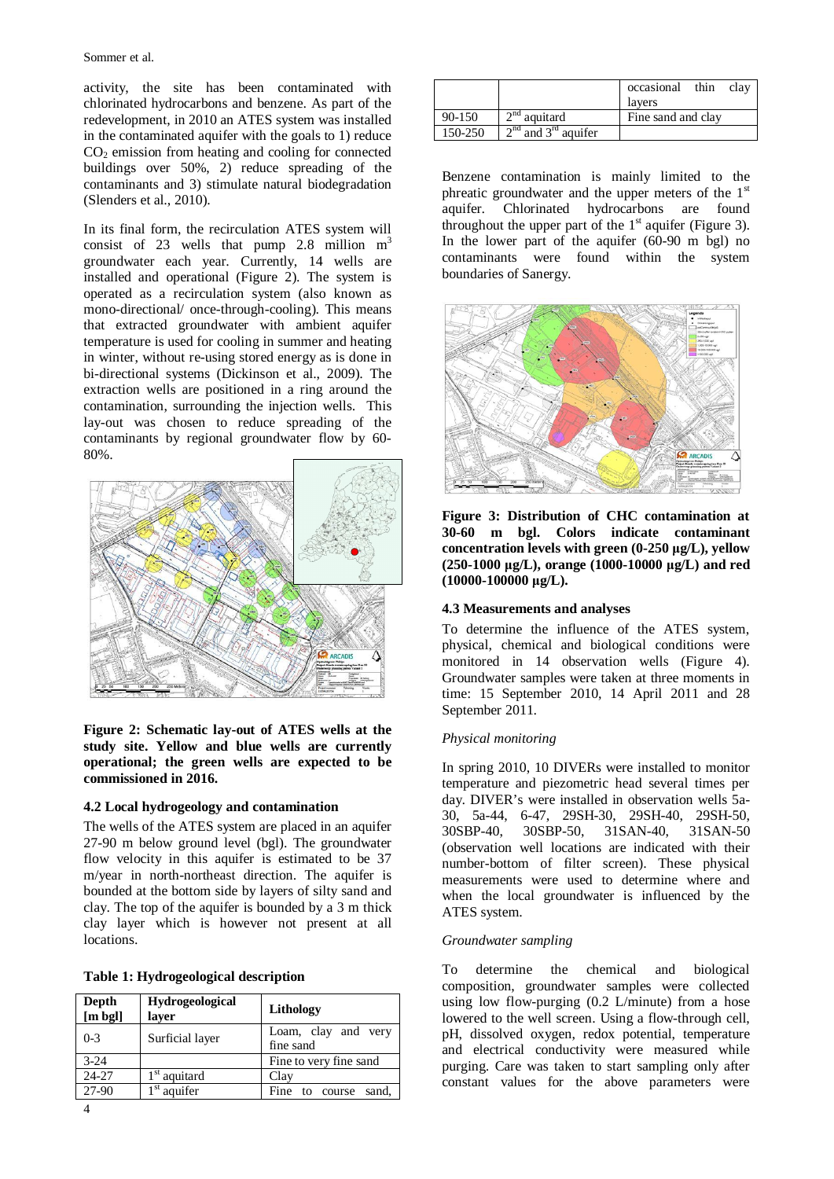activity, the site has been contaminated with chlorinated hydrocarbons and benzene. As part of the redevelopment, in 2010 an ATES system was installed in the contaminated aquifer with the goals to 1) reduce $CO_2$ emission from heating and cooling for connected buildings over 50%, 2) reduce spreading of the contaminants and 3) stimulate natural biodegradation (Slenders et al., 2010).

In its final form, the recirculation ATES system will consist of 23 wells that pump 2.8 million $m^3$ groundwater each year. Currently, 14 wells are installed and operational (Figure 2). The system is operated as a recirculation system (also known as mono-directional/ once-through-cooling). This means that extracted groundwater with ambient aquifer temperature is used for cooling in summer and heating in winter, without re-using stored energy as is done in bi-directional systems (Dickinson et al., 2009). The extraction wells are positioned in a ring around the contamination, surrounding the injection wells. This lay-out was chosen to reduce spreading of the contaminants by regional groundwater flow by 60-80%.

**Figure 2: Schematic lay-out of ATES wells at the study site. Yellow and blue wells are currently operational; the green wells are expected to be commissioned in 2016.**

### 4.2 Local hydrogeology and contamination

The wells of the ATES system are placed in an aquifer 27-90 m below ground level (bgl). The groundwater flow velocity in this aquifer is estimated to be 37 m/year in north-northeast direction. The aquifer is bounded at the bottom side by layers of silty sand and clay. The top of the aquifer is bounded by a 3 m thick clay layer which is however not present at all locations.

**Table 1: Hydrogeological description**

| Depth [m bgl] | Hydrogeological layer | Lithology |
|---|---|---|
| 0-3 | Surficial layer | Loam, clay and very fine sand |
| 3-24 | | Fine to very fine sand |
| 24-27 | 1st aquitard | Clay |
| 27-90 | 1st aquifer | Fine to course sand, occasional thin clay layers |
| 90-150 | 2nd aquitard | Fine sand and clay |
| 150-250 | 2nd and 3rd aquifer | |

Benzene contamination is mainly limited to the phreatic groundwater and the upper meters of the 1st aquifer. Chlorinated hydrocarbons are found throughout the upper part of the 1st aquifer (Figure 3). In the lower part of the aquifer (60-90 m bgl) no contaminants were found within the system boundaries of Sanergy.

**Figure 3: Distribution of CHC contamination at 30-60 m bgl. Colors indicate contaminant concentration levels with green (0-250 µg/L), yellow (250-1000 µg/L), orange (1000-10000 µg/L) and red (10000-100000 µg/L).**

### 4.3 Measurements and analyses

To determine the influence of the ATES system, physical, chemical and biological conditions were monitored in 14 observation wells (Figure 4). Groundwater samples were taken at three moments in time: 15 September 2010, 14 April 2011 and 28 September 2011.

*Physical monitoring*

In spring 2010, 10 DIVERs were installed to monitor temperature and piezometric head several times per day. DIVER's were installed in observation wells 5a-30, 5a-44, 6-47, 29SH-30, 29SH-40, 29SH-50, 30SBP-40, 30SBP-50, 31SAN-40, 31SAN-50 (observation well locations are indicated with their number-bottom of filter screen). These physical measurements were used to determine where and when the local groundwater is influenced by the ATES system.

*Groundwater sampling*

To determine the chemical and biological composition, groundwater samples were collected using low flow-purging (0.2 L/minute) from a hose lowered to the well screen. Using a flow-through cell, pH, dissolved oxygen, redox potential, temperature and electrical conductivity were measured while purging. Care was taken to start sampling only after constant values for the above parameters were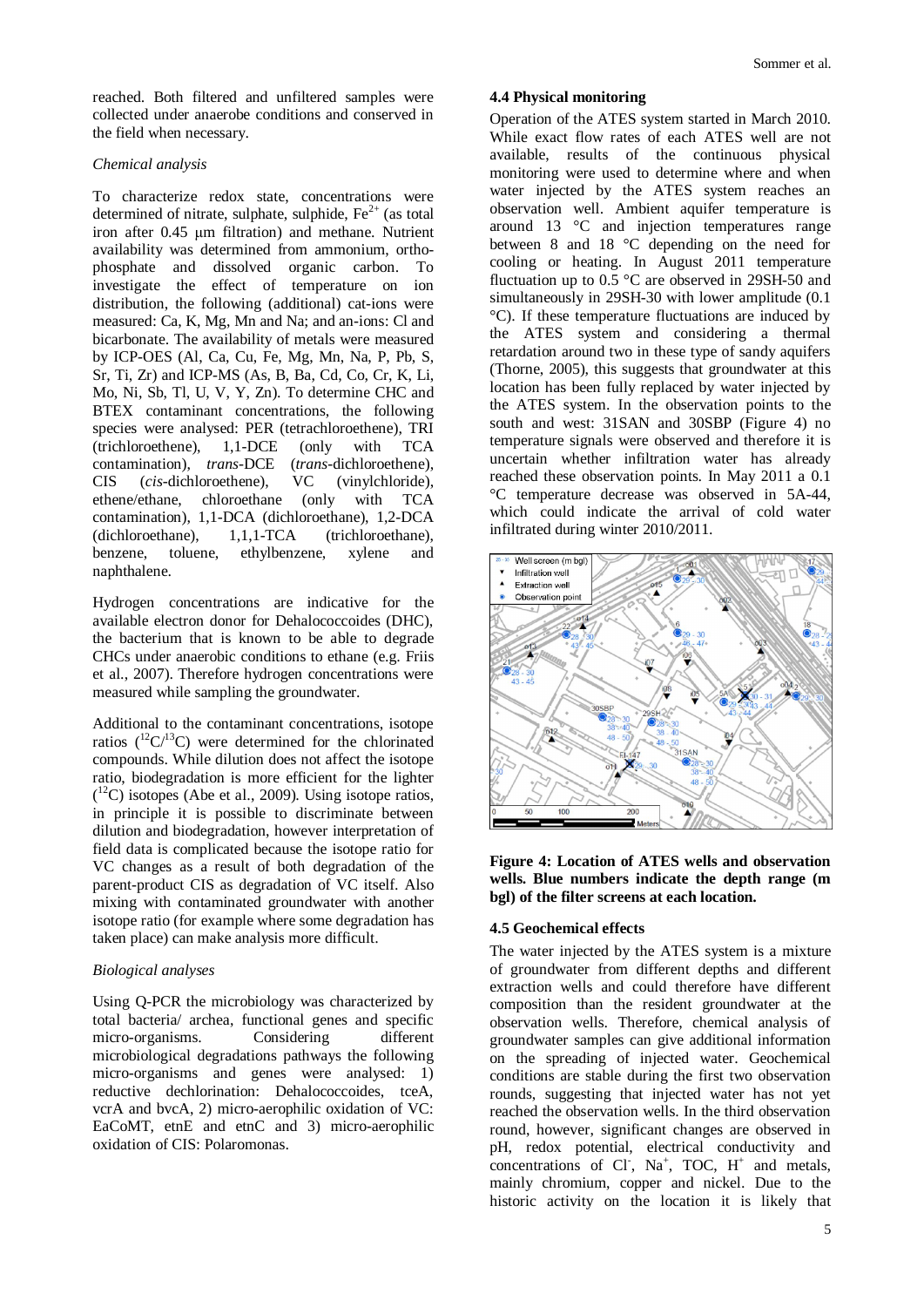reached. Both filtered and unfiltered samples were collected under anaerobe conditions and conserved in the field when necessary.

*Chemical analysis*

To characterize redox state, concentrations were determined of nitrate, sulphate, sulphide, $Fe^{2+}$ (as total iron after 0.45 μm filtration) and methane. Nutrient availability was determined from ammonium, ortho-phosphate and dissolved organic carbon. To investigate the effect of temperature on ion distribution, the following (additional) cat-ions were measured: Ca, K, Mg, Mn and Na; and an-ions: Cl and bicarbonate. The availability of metals were measured by ICP-OES (Al, Ca, Cu, Fe, Mg, Mn, Na, P, Pb, S, Sr, Ti, Zr) and ICP-MS (As, B, Ba, Cd, Co, Cr, K, Li, Mo, Ni, Sb, Tl, U, V, Y, Zn). To determine CHC and BTEX contaminant concentrations, the following species were analysed: PER (tetrachloroethene), TRI (trichloroethene), 1,1-DCE (only with TCA contamination), *trans*-DCE (*trans*-dichloroethene), CIS (*cis*-dichloroethene), VC (vinylchloride), ethene/ethane, chloroethane (only with TCA contamination), 1,1-DCA (dichloroethane), 1,2-DCA (dichloroethane), 1,1,1-TCA (trichloroethane), benzene, toluene, ethylbenzene, xylene and naphthalene.

Hydrogen concentrations are indicative for the available electron donor for Dehalococcoides (DHC), the bacterium that is known to be able to degrade CHCs under anaerobic conditions to ethane (e.g. Friis et al., 2007). Therefore hydrogen concentrations were measured while sampling the groundwater.

Additional to the contaminant concentrations, isotope ratios ($^{12}C/^{13}C$) were determined for the chlorinated compounds. While dilution does not affect the isotope ratio, biodegradation is more efficient for the lighter ($^{12}C$) isotopes (Abe et al., 2009). Using isotope ratios, in principle it is possible to discriminate between dilution and biodegradation, however interpretation of field data is complicated because the isotope ratio for VC changes as a result of both degradation of the parent-product CIS as degradation of VC itself. Also mixing with contaminated groundwater with another isotope ratio (for example where some degradation has taken place) can make analysis more difficult.

*Biological analyses*

Using Q-PCR the microbiology was characterized by total bacteria/ archea, functional genes and specific micro-organisms. Considering different microbiological degradations pathways the following micro-organisms and genes were analysed: 1) reductive dechlorination: Dehalococcoides, tceA, vcrA and bvcA, 2) micro-aerophilic oxidation of VC: EaCoMT, etnE and etnC and 3) micro-aerophilic oxidation of CIS: Polaromonas.

### 4.4 Physical monitoring

Operation of the ATES system started in March 2010. While exact flow rates of each ATES well are not available, results of the continuous physical monitoring were used to determine where and when water injected by the ATES system reaches an observation well. Ambient aquifer temperature is around 13 °C and injection temperatures range between 8 and 18 °C depending on the need for cooling or heating. In August 2011 temperature fluctuation up to 0.5 °C are observed in 29SH-50 and simultaneously in 29SH-30 with lower amplitude (0.1 °C). If these temperature fluctuations are induced by the ATES system and considering a thermal retardation around two in these type of sandy aquifers (Thorne, 2005), this suggests that groundwater at this location has been fully replaced by water injected by the ATES system. In the observation points to the south and west: 31SAN and 30SBP (Figure 4) no temperature signals were observed and therefore it is uncertain whether infiltration water has already reached these observation points. In May 2011 a 0.1 °C temperature decrease was observed in 5A-44, which could indicate the arrival of cold water infiltrated during winter 2010/2011.

**Figure 4: Location of ATES wells and observation wells. Blue numbers indicate the depth range (m bgl) of the filter screens at each location.**

### 4.5 Geochemical effects

The water injected by the ATES system is a mixture of groundwater from different depths and different extraction wells and could therefore have different composition than the resident groundwater at the observation wells. Therefore, chemical analysis of groundwater samples can give additional information on the spreading of injected water. Geochemical conditions are stable during the first two observation rounds, suggesting that injected water has not yet reached the observation wells. In the third observation round, however, significant changes are observed in pH, redox potential, electrical conductivity and concentrations of $Cl^-$, $Na^+$, TOC, $H^+$ and metals, mainly chromium, copper and nickel. Due to the historic activity on the location it is likely that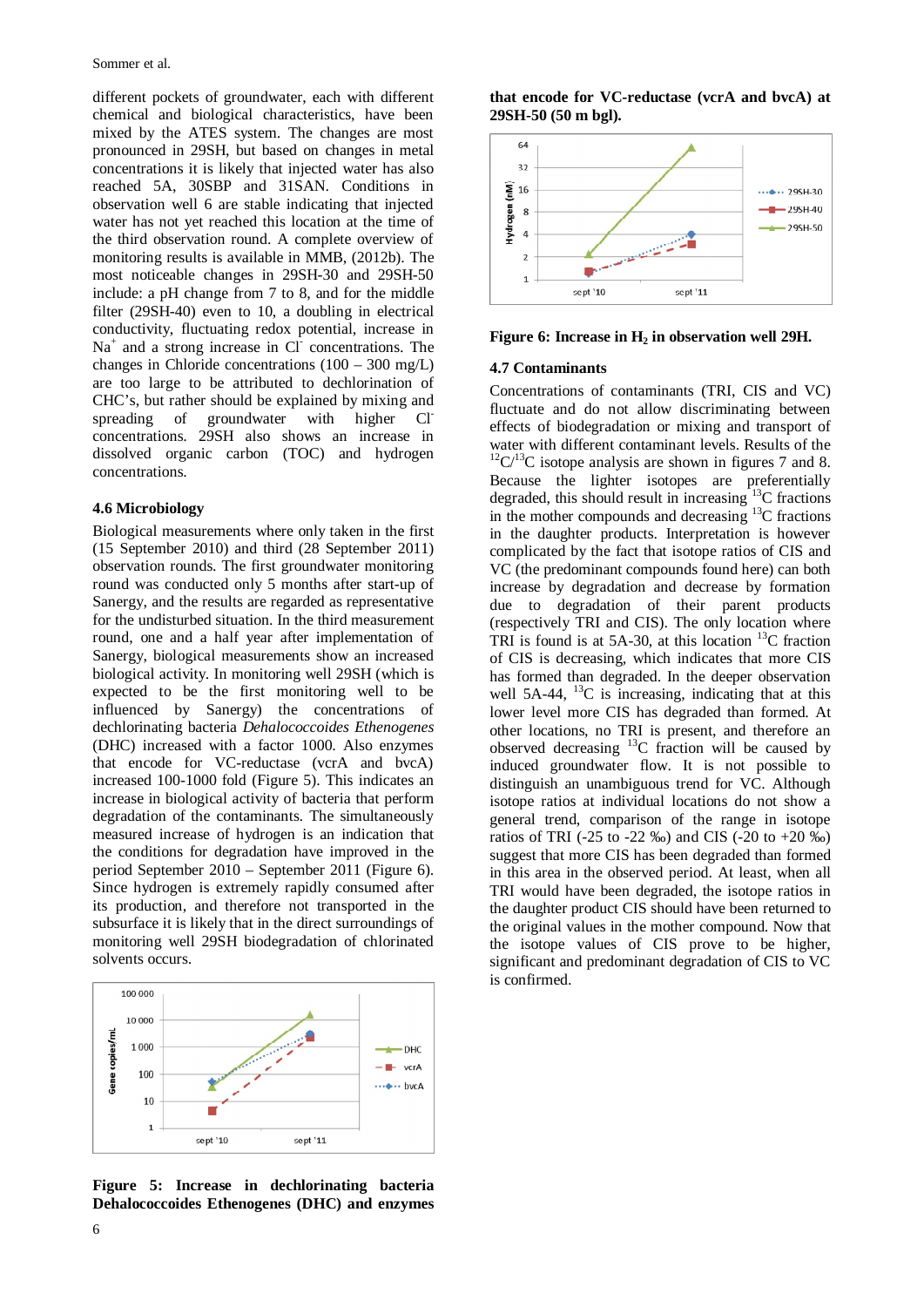different pockets of groundwater, each with different chemical and biological characteristics, have been mixed by the ATES system. The changes are most pronounced in 29SH, but based on changes in metal concentrations it is likely that injected water has also reached 5A, 30SBP and 31SAN. Conditions in observation well 6 are stable indicating that injected water has not yet reached this location at the time of the third observation round. A complete overview of monitoring results is available in MMB, (2012b). The most noticeable changes in 29SH-30 and 29SH-50 include: a pH change from 7 to 8, and for the middle filter (29SH-40) even to 10, a doubling in electrical conductivity, fluctuating redox potential, increase in $Na^+$ and a strong increase in $Cl^-$ concentrations. The changes in Chloride concentrations (100 – 300 mg/L) are too large to be attributed to dechlorination of CHC's, but rather should be explained by mixing and spreading of groundwater with higher $Cl^-$ concentrations. 29SH also shows an increase in dissolved organic carbon (TOC) and hydrogen concentrations.

### 4.6 Microbiology

Biological measurements where only taken in the first (15 September 2010) and third (28 September 2011) observation rounds. The first groundwater monitoring round was conducted only 5 months after start-up of Sanergy, and the results are regarded as representative for the undisturbed situation. In the third measurement round, one and a half year after implementation of Sanergy, biological measurements show an increased biological activity. In monitoring well 29SH (which is expected to be the first monitoring well to be influenced by Sanergy) the concentrations of dechlorinating bacteria *Dehalococcoides Ethenogenes* (DHC) increased with a factor 1000. Also enzymes that encode for VC-reductase (vcrA and bvcA) increased 100-1000 fold (Figure 5). This indicates an increase in biological activity of bacteria that perform degradation of the contaminants. The simultaneously measured increase of hydrogen is an indication that the conditions for degradation have improved in the period September 2010 – September 2011 (Figure 6). Since hydrogen is extremely rapidly consumed after its production, and therefore not transported in the subsurface it is likely that in the direct surroundings of monitoring well 29SH biodegradation of chlorinated solvents occurs.

**Figure 5: Increase in dechlorinating bacteria Dehalococcoides Ethenogenes (DHC) and enzymes that encode for VC-reductase (vcrA and bvcA) at 29SH-50 (50 m bgl).**

**Figure 6: Increase in $H_2$ in observation well 29H.**

### 4.7 Contaminants

Concentrations of contaminants (TRI, CIS and VC) fluctuate and do not allow discriminating between effects of biodegradation or mixing and transport of water with different contaminant levels. Results of the $^{12}C/^{13}C$ isotope analysis are shown in figures 7 and 8. Because the lighter isotopes are preferentially degraded, this should result in increasing $^{13}C$ fractions in the mother compounds and decreasing $^{13}C$ fractions in the daughter products. Interpretation is however complicated by the fact that isotope ratios of CIS and VC (the predominant compounds found here) can both increase by degradation and decrease by formation due to degradation of their parent products (respectively TRI and CIS). The only location where TRI is found is at 5A-30, at this location $^{13}C$ fraction of CIS is decreasing, which indicates that more CIS has formed than degraded. In the deeper observation well 5A-44, $^{13}C$ is increasing, indicating that at this lower level more CIS has degraded than formed. At other locations, no TRI is present, and therefore an observed decreasing $^{13}C$ fraction will be caused by induced groundwater flow. It is not possible to distinguish an unambiguous trend for VC. Although isotope ratios at individual locations do not show a general trend, comparison of the range in isotope ratios of TRI (-25 to -22 ‰) and CIS (-20 to +20 ‰) suggest that more CIS has been degraded than formed in this area in the observed period. At least, when all TRI would have been degraded, the isotope ratios in the daughter product CIS should have been returned to the original values in the mother compound. Now that the isotope values of CIS prove to be higher, significant and predominant degradation of CIS to VC is confirmed.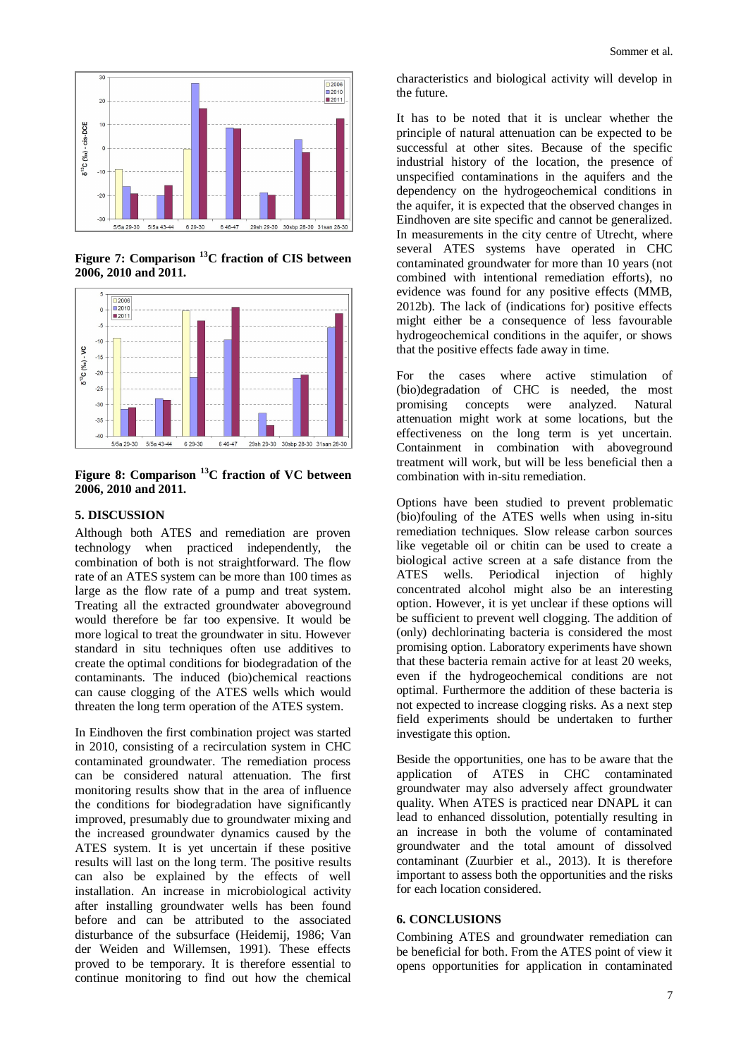Figure 7: Comparison $^{13}$C fraction of CIS between 2006, 2010 and 2011.

Figure 8: Comparison $^{13}$C fraction of VC between 2006, 2010 and 2011.

## 5. DISCUSSION

Although both ATES and remediation are proven technology when practiced independently, the combination of both is not straightforward. The flow rate of an ATES system can be more than 100 times as large as the flow rate of a pump and treat system. Treating all the extracted groundwater aboveground would therefore be far too expensive. It would be more logical to treat the groundwater in situ. However standard in situ techniques often use additives to create the optimal conditions for biodegradation of the contaminants. The induced (bio)chemical reactions can cause clogging of the ATES wells which would threaten the long term operation of the ATES system.

In Eindhoven the first combination project was started in 2010, consisting of a recirculation system in CHC contaminated groundwater. The remediation process can be considered natural attenuation. The first monitoring results show that in the area of influence the conditions for biodegradation have significantly improved, presumably due to groundwater mixing and the increased groundwater dynamics caused by the ATES system. It is yet uncertain if these positive results will last on the long term. The positive results can also be explained by the effects of well installation. An increase in microbiological activity after installing groundwater wells has been found before and can be attributed to the associated disturbance of the subsurface (Heidemij, 1986; Van der Weiden and Willemsen, 1991). These effects proved to be temporary. It is therefore essential to continue monitoring to find out how the chemical characteristics and biological activity will develop in the future.

It has to be noted that it is unclear whether the principle of natural attenuation can be expected to be successful at other sites. Because of the specific industrial history of the location, the presence of unspecified contaminations in the aquifers and the dependency on the hydrogeochemical conditions in the aquifer, it is expected that the observed changes in Eindhoven are site specific and cannot be generalized. In measurements in the city centre of Utrecht, where several ATES systems have operated in CHC contaminated groundwater for more than 10 years (not combined with intentional remediation efforts), no evidence was found for any positive effects (MMB, 2012b). The lack of (indications for) positive effects might either be a consequence of less favourable hydrogeochemical conditions in the aquifer, or shows that the positive effects fade away in time.

For the cases where active stimulation of (bio)degradation of CHC is needed, the most promising concepts were analyzed. Natural attenuation might work at some locations, but the effectiveness on the long term is yet uncertain. Containment in combination with aboveground treatment will work, but will be less beneficial then a combination with in-situ remediation.

Options have been studied to prevent problematic (bio)fouling of the ATES wells when using in-situ remediation techniques. Slow release carbon sources like vegetable oil or chitin can be used to create a biological active screen at a safe distance from the ATES wells. Periodical injection of highly concentrated alcohol might also be an interesting option. However, it is yet unclear if these options will be sufficient to prevent well clogging. The addition of (only) dechlorinating bacteria is considered the most promising option. Laboratory experiments have shown that these bacteria remain active for at least 20 weeks, even if the hydrogeochemical conditions are not optimal. Furthermore the addition of these bacteria is not expected to increase clogging risks. As a next step field experiments should be undertaken to further investigate this option.

Beside the opportunities, one has to be aware that the application of ATES in CHC contaminated groundwater may also adversely affect groundwater quality. When ATES is practiced near DNAPL it can lead to enhanced dissolution, potentially resulting in an increase in both the volume of contaminated groundwater and the total amount of dissolved contaminant (Zuurbier et al., 2013). It is therefore important to assess both the opportunities and the risks for each location considered.

## 6. CONCLUSIONS

Combining ATES and groundwater remediation can be beneficial for both. From the ATES point of view it opens opportunities for application in contaminated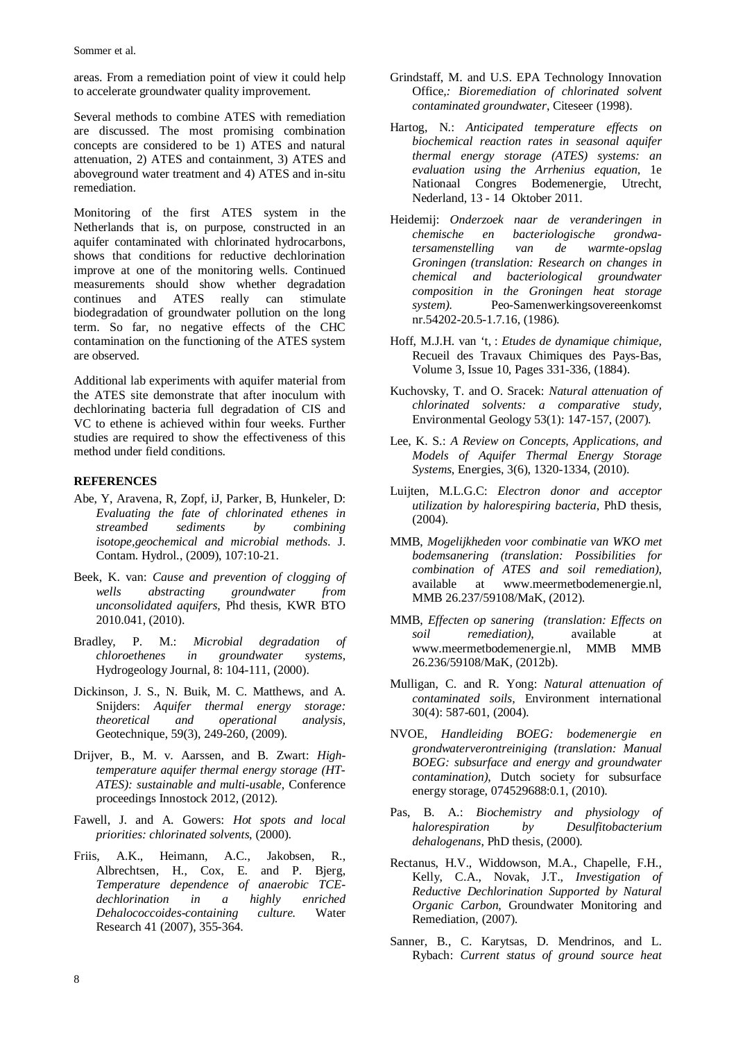areas. From a remediation point of view it could help to accelerate groundwater quality improvement.

Several methods to combine ATES with remediation are discussed. The most promising combination concepts are considered to be 1) ATES and natural attenuation, 2) ATES and containment, 3) ATES and aboveground water treatment and 4) ATES and in-situ remediation.

Monitoring of the first ATES system in the Netherlands that is, on purpose, constructed in an aquifer contaminated with chlorinated hydrocarbons, shows that conditions for reductive dechlorination improve at one of the monitoring wells. Continued measurements should show whether degradation continues and ATES really can stimulate biodegradation of groundwater pollution on the long term. So far, no negative effects of the CHC contamination on the functioning of the ATES system are observed.

Additional lab experiments with aquifer material from the ATES site demonstrate that after inoculum with dechlorinating bacteria full degradation of CIS and VC to ethene is achieved within four weeks. Further studies are required to show the effectiveness of this method under field conditions.

## REFERENCES

Abe, Y, Aravena, R, Zopf, iJ, Parker, B, Hunkeler, D: *Evaluating the fate of chlorinated ethenes in streambed sediments by combining isotope,geochemical and microbial methods*. J. Contam. Hydrol., (2009), 107:10-21.

Beek, K. van: *Cause and prevention of clogging of wells abstracting groundwater from unconsolidated aquifers*, Phd thesis, KWR BTO 2010.041, (2010).

Bradley, P. M.: *Microbial degradation of chloroethenes in groundwater systems*, Hydrogeology Journal, 8: 104-111, (2000).

Dickinson, J. S., N. Buik, M. C. Matthews, and A. Snijders: *Aquifer thermal energy storage: theoretical and operational analysis*, Geotechnique, 59(3), 249-260, (2009).

Drijver, B., M. v. Aarssen, and B. Zwart: *High-temperature aquifer thermal energy storage (HT-ATES): sustainable and multi-usable*, Conference proceedings Innostock 2012, (2012).

Fawell, J. and A. Gowers: *Hot spots and local priorities: chlorinated solvents*, (2000).

Friis, A.K., Heimann, A.C., Jakobsen, R., Albrechtsen, H., Cox, E. and P. Bjerg, *Temperature dependence of anaerobic TCE-dechlorination in a highly enriched Dehalococcoides-containing culture.* Water Research 41 (2007), 355-364.

Grindstaff, M. and U.S. EPA Technology Innovation Office,*: Bioremediation of chlorinated solvent contaminated groundwater*, Citeseer (1998).

Hartog, N.: *Anticipated temperature effects on biochemical reaction rates in seasonal aquifer thermal energy storage (ATES) systems: an evaluation using the Arrhenius equation*, 1e Nationaal Congres Bodemenergie, Utrecht, Nederland, 13 - 14 Oktober 2011.

Heidemij: *Onderzoek naar de veranderingen in chemische en bacteriologische grondwatersamenstelling van de warmte-opslag Groningen (translation: Research on changes in chemical and bacteriological groundwater composition in the Groningen heat storage system).* Peo-Samenwerkingsovereenkomst nr.54202-20.5-1.7.16, (1986).

Hoff, M.J.H. van 't, : *Etudes de dynamique chimique,* Recueil des Travaux Chimiques des Pays-Bas, Volume 3, Issue 10, Pages 331-336, (1884).

Kuchovsky, T. and O. Sracek: *Natural attenuation of chlorinated solvents: a comparative study*, Environmental Geology 53(1): 147-157, (2007).

Lee, K. S.: *A Review on Concepts, Applications, and Models of Aquifer Thermal Energy Storage Systems*, Energies, 3(6), 1320-1334, (2010).

Luijten, M.L.G.C: *Electron donor and acceptor utilization by halorespiring bacteria*, PhD thesis, (2004).

MMB, *Mogelijkheden voor combinatie van WKO met bodemsanering (translation: Possibilities for combination of ATES and soil remediation)*, available at www.meermetbodemenergie.nl, MMB 26.237/59108/MaK, (2012).

MMB, *Effecten op sanering (translation: Effects on soil remediation)*, available at www.meermetbodemenergie.nl, MMB MMB 26.236/59108/MaK, (2012b).

Mulligan, C. and R. Yong: *Natural attenuation of contaminated soils*, Environment international 30(4): 587-601, (2004).

NVOE, *Handleiding BOEG: bodemenergie en grondwaterverontreiniging (translation: Manual BOEG: subsurface and energy and groundwater contamination)*, Dutch society for subsurface energy storage, 074529688:0.1, (2010).

Pas, B. A.: *Biochemistry and physiology of halorespiration by Desulfitobacterium dehalogenans*, PhD thesis, (2000).

Rectanus, H.V., Widdowson, M.A., Chapelle, F.H., Kelly, C.A., Novak, J.T., *Investigation of Reductive Dechlorination Supported by Natural Organic Carbon*, Groundwater Monitoring and Remediation, (2007).

Sanner, B., C. Karytsas, D. Mendrinos, and L. Rybach: *Current status of ground source heat*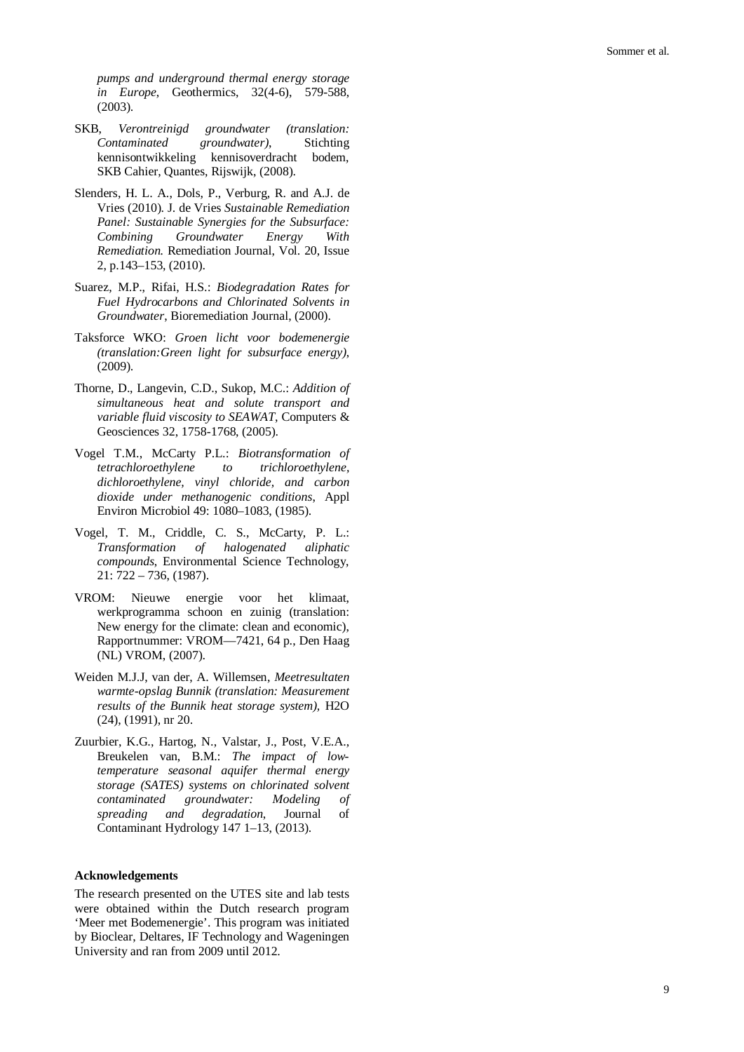*pumps and underground thermal energy storage in Europe*, Geothermics, 32(4-6), 579-588, (2003).

SKB, *Verontreinigd groundwater (translation: Contaminated groundwater)*, Stichting kennisontwikkeling kennisoverdracht bodem, SKB Cahier, Quantes, Rijswijk, (2008).

Slenders, H. L. A., Dols, P., Verburg, R. and A.J. de Vries (2010). J. de Vries *Sustainable Remediation Panel: Sustainable Synergies for the Subsurface: Combining Groundwater Energy With Remediation.* Remediation Journal, Vol. 20, Issue 2, p.143–153, (2010).

Suarez, M.P., Rifai, H.S.: *Biodegradation Rates for Fuel Hydrocarbons and Chlorinated Solvents in Groundwater*, Bioremediation Journal, (2000).

Taksforce WKO: *Groen licht voor bodemenergie (translation:Green light for subsurface energy)*, (2009).

Thorne, D., Langevin, C.D., Sukop, M.C.: *Addition of simultaneous heat and solute transport and variable fluid viscosity to SEAWAT*, Computers & Geosciences 32, 1758-1768, (2005).

Vogel T.M., McCarty P.L.: *Biotransformation of tetrachloroethylene to trichloroethylene, dichloroethylene, vinyl chloride, and carbon dioxide under methanogenic conditions*, Appl Environ Microbiol 49: 1080–1083, (1985).

Vogel, T. M., Criddle, C. S., McCarty, P. L.: *Transformation of halogenated aliphatic compounds*, Environmental Science Technology, 21: 722 – 736, (1987).

VROM: Nieuwe energie voor het klimaat, werkprogramma schoon en zuinig (translation: New energy for the climate: clean and economic), Rapportnummer: VROM—7421, 64 p., Den Haag (NL) VROM, (2007).

Weiden M.J.J, van der, A. Willemsen, *Meetresultaten warmte-opslag Bunnik (translation: Measurement results of the Bunnik heat storage system)*, H2O (24), (1991), nr 20.

Zuurbier, K.G., Hartog, N., Valstar, J., Post, V.E.A., Breukelen van, B.M.: *The impact of low-temperature seasonal aquifer thermal energy storage (SATES) systems on chlorinated solvent contaminated groundwater: Modeling of spreading and degradation*, Journal of Contaminant Hydrology 147 1–13, (2013).

**Acknowledgements**

The research presented on the UTES site and lab tests were obtained within the Dutch research program 'Meer met Bodemenergie'. This program was initiated by Bioclear, Deltares, IF Technology and Wageningen University and ran from 2009 until 2012.